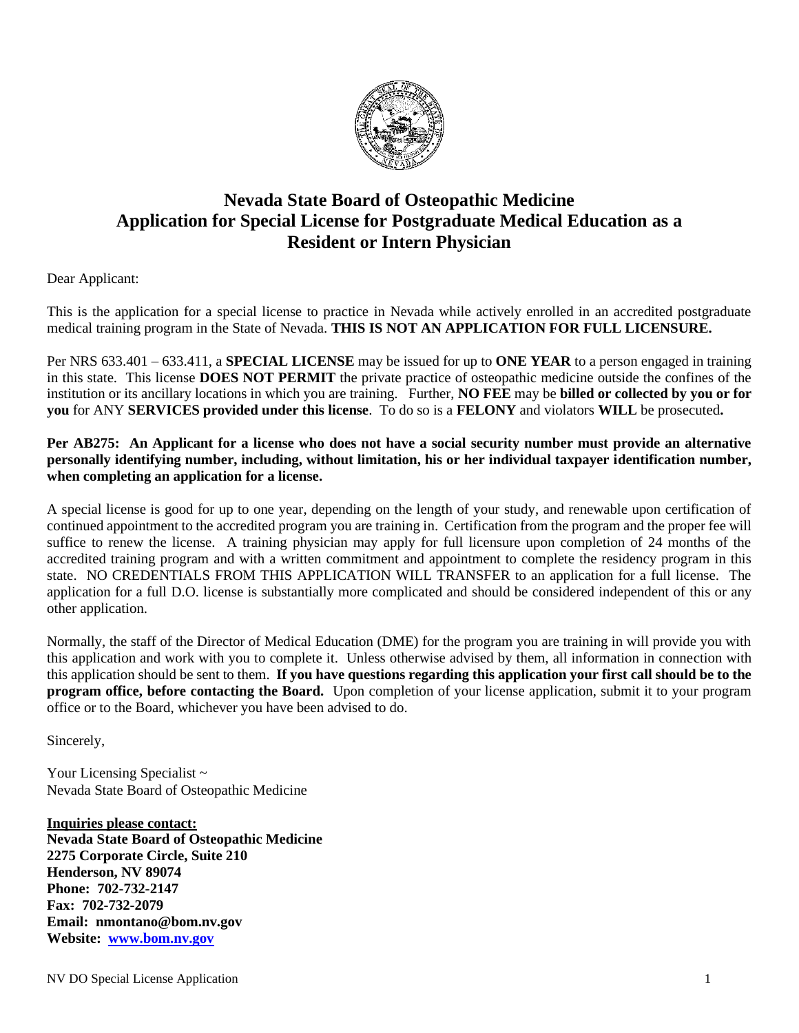# Nevada State Board of Osteopathic Medicine
# Application for Special License for Postgraduate Medical Education as a Resident or Intern Physician

Dear Applicant:

This is the application for a special license to practice in Nevada while actively enrolled in an accredited postgraduate medical training program in the State of Nevada. **THIS IS NOT AN APPLICATION FOR FULL LICENSURE.**

Per NRS 633.401 – 633.411, a **SPECIAL LICENSE** may be issued for up to **ONE YEAR** to a person engaged in training in this state. This license **DOES NOT PERMIT** the private practice of osteopathic medicine outside the confines of the institution or its ancillary locations in which you are training. Further, **NO FEE** may be **billed or collected by you or for you** for ANY **SERVICES provided under this license**. To do so is a **FELONY** and violators **WILL** be prosecuted**.**

**Per AB275: An Applicant for a license who does not have a social security number must provide an alternative personally identifying number, including, without limitation, his or her individual taxpayer identification number, when completing an application for a license.**

A special license is good for up to one year, depending on the length of your study, and renewable upon certification of continued appointment to the accredited program you are training in. Certification from the program and the proper fee will suffice to renew the license. A training physician may apply for full licensure upon completion of 24 months of the accredited training program and with a written commitment and appointment to complete the residency program in this state. NO CREDENTIALS FROM THIS APPLICATION WILL TRANSFER to an application for a full license. The application for a full D.O. license is substantially more complicated and should be considered independent of this or any other application.

Normally, the staff of the Director of Medical Education (DME) for the program you are training in will provide you with this application and work with you to complete it. Unless otherwise advised by them, all information in connection with this application should be sent to them. **If you have questions regarding this application your first call should be to the program office, before contacting the Board.** Upon completion of your license application, submit it to your program office or to the Board, whichever you have been advised to do.

Sincerely,

Your Licensing Specialist ~
Nevada State Board of Osteopathic Medicine

**Inquiries please contact:**
**Nevada State Board of Osteopathic Medicine**
**2275 Corporate Circle, Suite 210**
**Henderson, NV 89074**
**Phone: 702-732-2147**
**Fax: 702-732-2079**
**Email: nmontano@bom.nv.gov**
**Website: www.bom.nv.gov**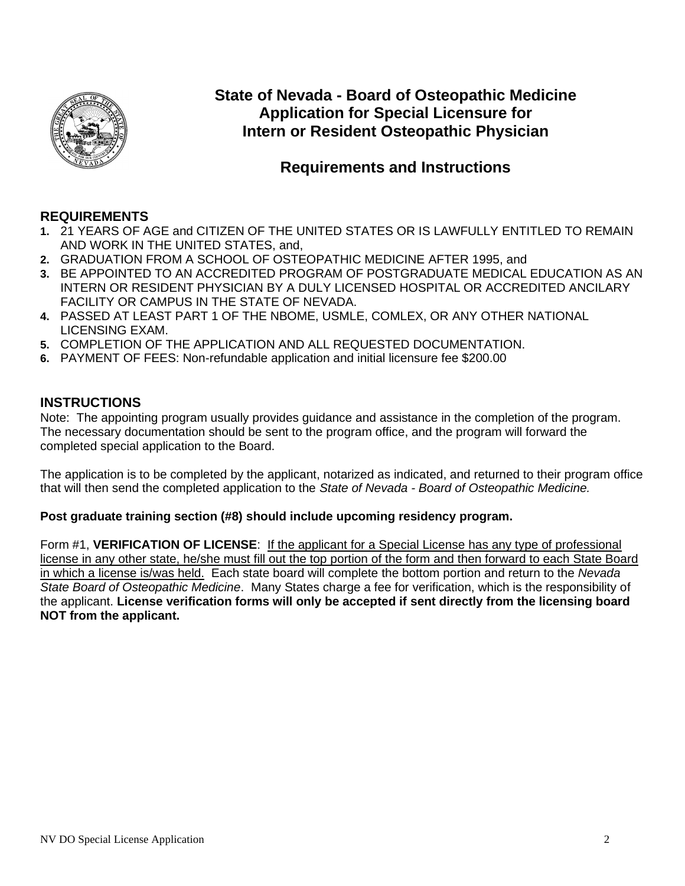# State of Nevada - Board of Osteopathic Medicine
# Application for Special Licensure for Intern or Resident Osteopathic Physician

## Requirements and Instructions

### REQUIREMENTS

1. 21 YEARS OF AGE and CITIZEN OF THE UNITED STATES OR IS LAWFULLY ENTITLED TO REMAIN AND WORK IN THE UNITED STATES, and,
2. GRADUATION FROM A SCHOOL OF OSTEOPATHIC MEDICINE AFTER 1995, and
3. BE APPOINTED TO AN ACCREDITED PROGRAM OF POSTGRADUATE MEDICAL EDUCATION AS AN INTERN OR RESIDENT PHYSICIAN BY A DULY LICENSED HOSPITAL OR ACCREDITED ANCILARY FACILITY OR CAMPUS IN THE STATE OF NEVADA.
4. PASSED AT LEAST PART 1 OF THE NBOME, USMLE, COMLEX, OR ANY OTHER NATIONAL LICENSING EXAM.
5. COMPLETION OF THE APPLICATION AND ALL REQUESTED DOCUMENTATION.
6. PAYMENT OF FEES: Non-refundable application and initial licensure fee $200.00

### INSTRUCTIONS

Note: The appointing program usually provides guidance and assistance in the completion of the program. The necessary documentation should be sent to the program office, and the program will forward the completed special application to the Board.

The application is to be completed by the applicant, notarized as indicated, and returned to their program office that will then send the completed application to the *State of Nevada - Board of Osteopathic Medicine.*

**Post graduate training section (#8) should include upcoming residency program.**

Form #1, **VERIFICATION OF LICENSE**: If the applicant for a Special License has any type of professional license in any other state, he/she must fill out the top portion of the form and then forward to each State Board in which a license is/was held. Each state board will complete the bottom portion and return to the *Nevada State Board of Osteopathic Medicine*. Many States charge a fee for verification, which is the responsibility of the applicant. **License verification forms will only be accepted if sent directly from the licensing board NOT from the applicant.**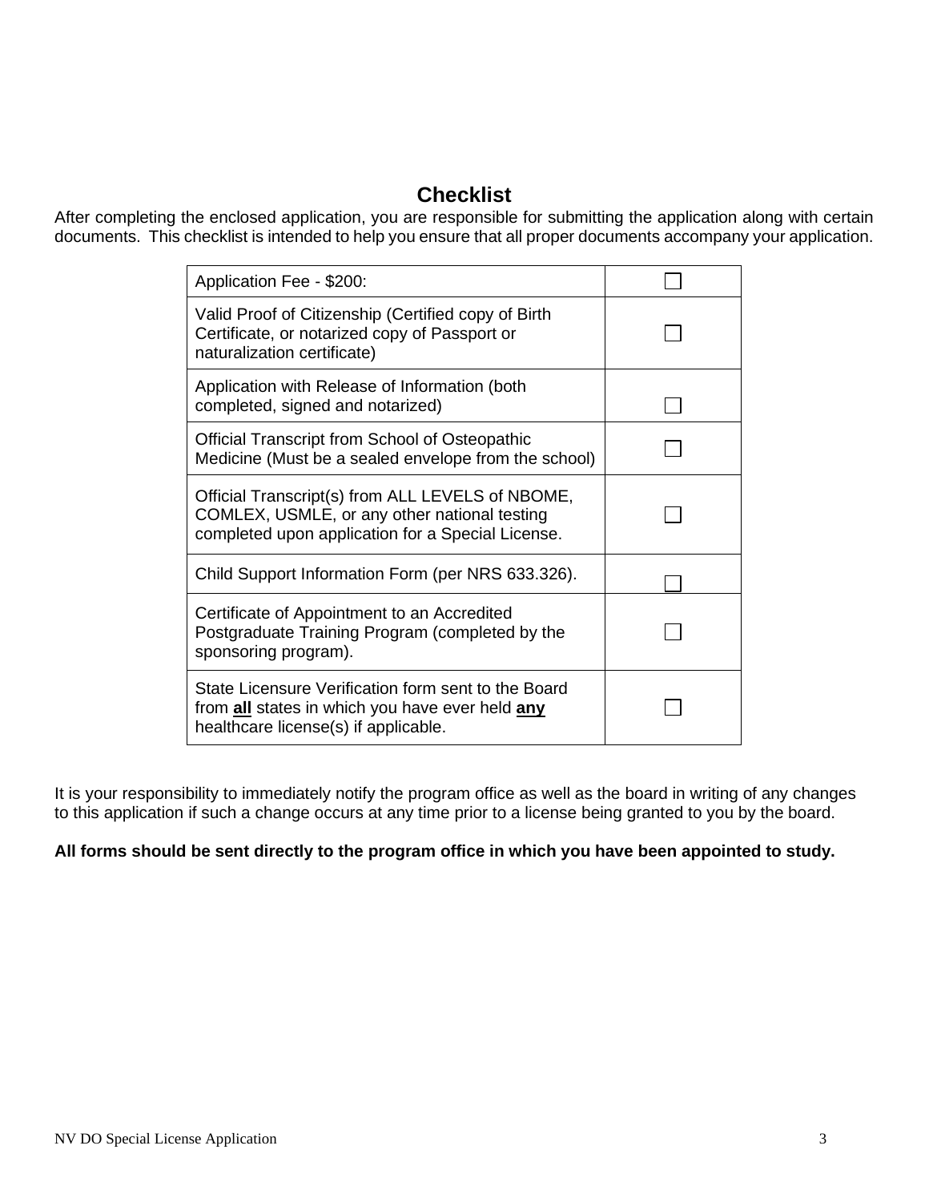# Checklist

After completing the enclosed application, you are responsible for submitting the application along with certain documents. This checklist is intended to help you ensure that all proper documents accompany your application.

| | |
|---|---|
| Application Fee - $200: | ☐ |
| Valid Proof of Citizenship (Certified copy of Birth Certificate, or notarized copy of Passport or naturalization certificate) | ☐ |
| Application with Release of Information (both completed, signed and notarized) | ☐ |
| Official Transcript from School of Osteopathic Medicine (Must be a sealed envelope from the school) | ☐ |
| Official Transcript(s) from ALL LEVELS of NBOME, COMLEX, USMLE, or any other national testing completed upon application for a Special License. | ☐ |
| Child Support Information Form (per NRS 633.326). | ☐ |
| Certificate of Appointment to an Accredited Postgraduate Training Program (completed by the sponsoring program). | ☐ |
| State Licensure Verification form sent to the Board from **all** states in which you have ever held **any** healthcare license(s) if applicable. | ☐ |

It is your responsibility to immediately notify the program office as well as the board in writing of any changes to this application if such a change occurs at any time prior to a license being granted to you by the board.

**All forms should be sent directly to the program office in which you have been appointed to study.**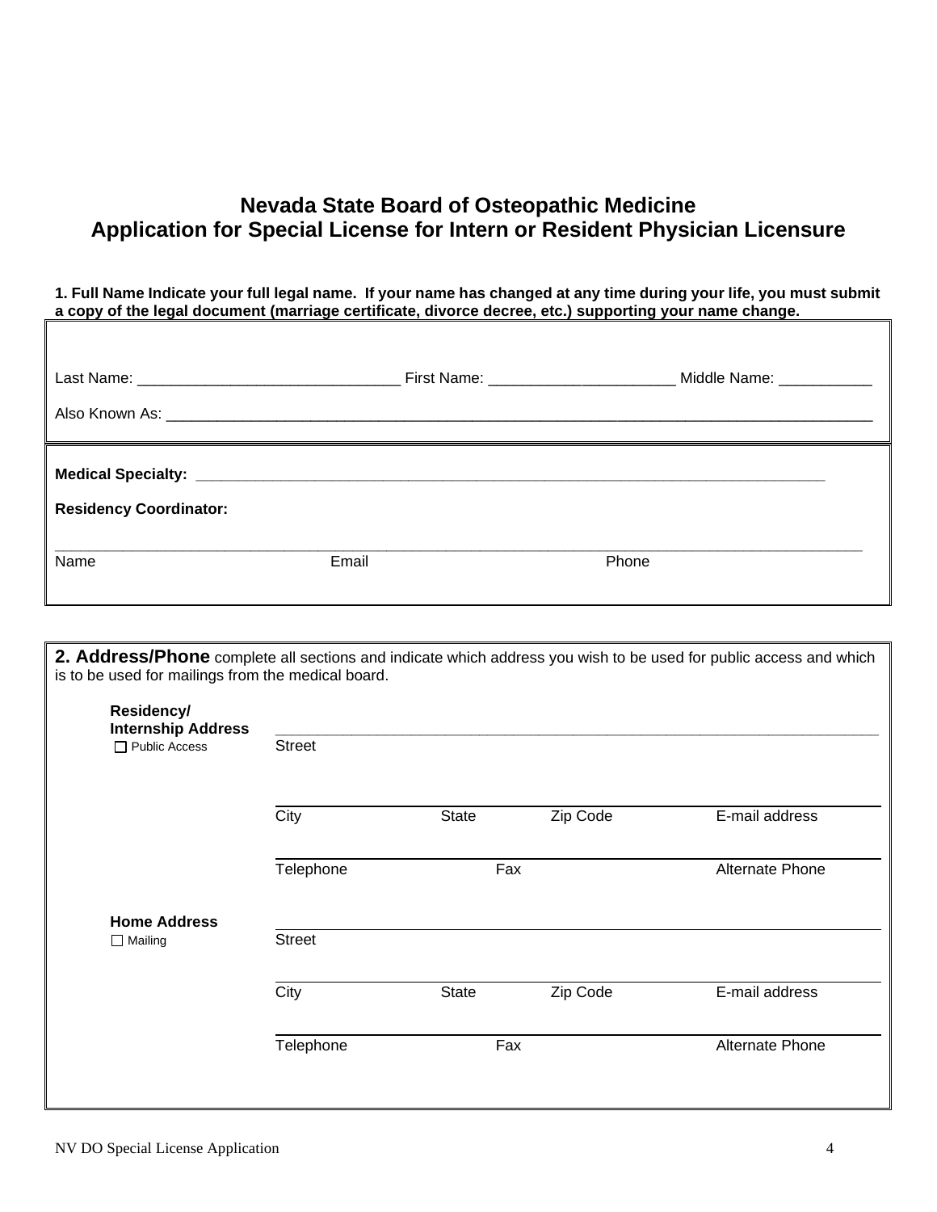# Nevada State Board of Osteopathic Medicine
# Application for Special License for Intern or Resident Physician Licensure

**1. Full Name Indicate your full legal name. If your name has changed at any time during your life, you must submit a copy of the legal document (marriage certificate, divorce decree, etc.) supporting your name change.**

Last Name: _______________________________ First Name: ______________________ Middle Name: ___________

Also Known As: ________________________________________________________________________________________

**Medical Specialty:** ____________________________________________________________________________

**Residency Coordinator:**

______________________________________________________________________________________________

Name                    Email                    Phone

**2. Address/Phone** complete all sections and indicate which address you wish to be used for public access and which is to be used for mailings from the medical board.

**Residency/ Internship Address**
☐ Public Access

______________________________________________________________________________________________
Street

______________________________________________________________________________________________
City    State    Zip Code    E-mail address

______________________________________________________________________________________________
Telephone    Fax    Alternate Phone

**Home Address**
☐ Mailing

______________________________________________________________________________________________
Street

______________________________________________________________________________________________
City    State    Zip Code    E-mail address

______________________________________________________________________________________________
Telephone    Fax    Alternate Phone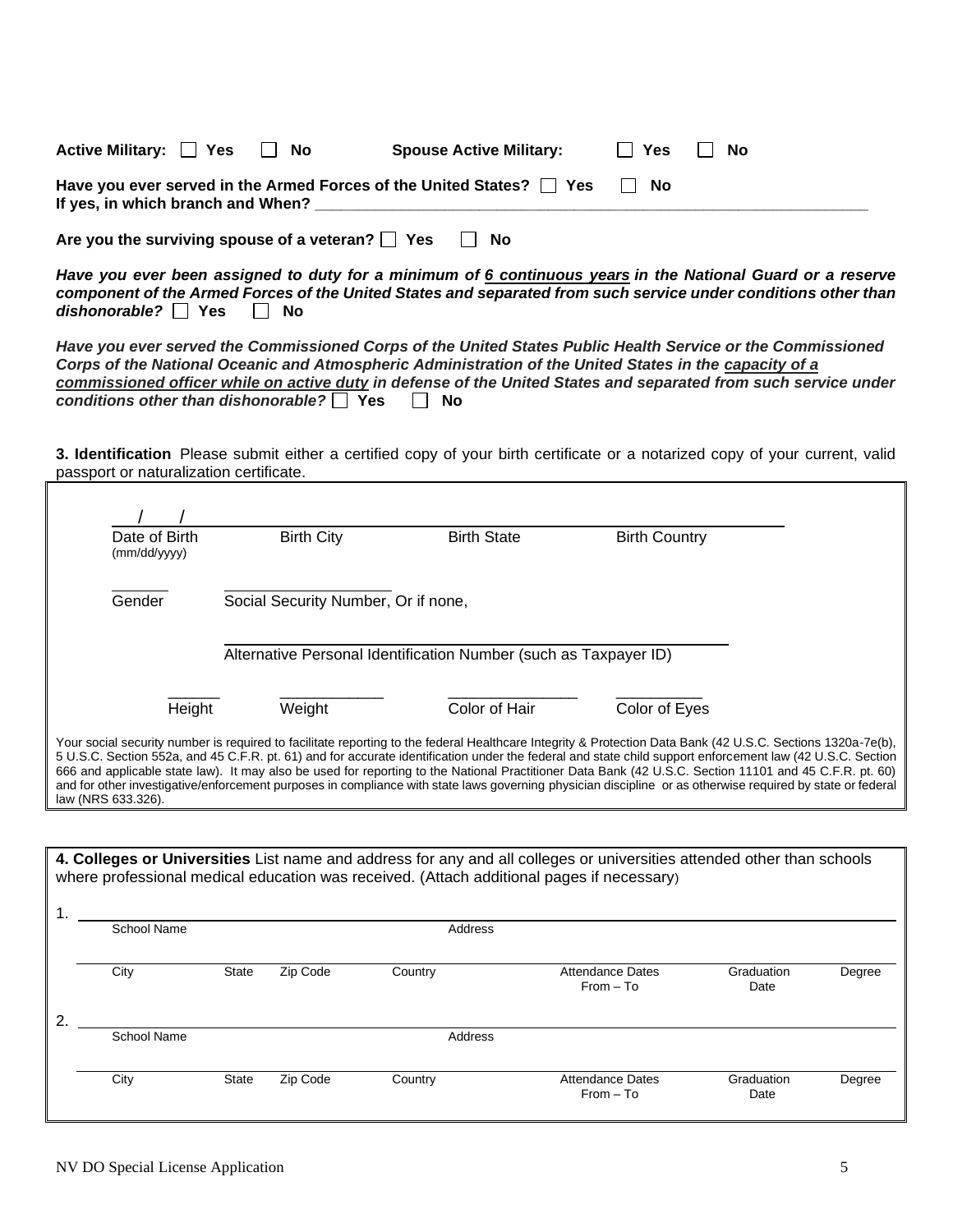**Active Military:** ☐ **Yes** ☐ **No** **Spouse Active Military:** ☐ **Yes** ☐ **No**

**Have you ever served in the Armed Forces of the United States?** ☐ **Yes** ☐ **No**
**If yes, in which branch and When?** ______________________________________________

**Are you the surviving spouse of a veteran?** ☐ **Yes** ☐ **No**

***Have you ever been assigned to duty for a minimum of 6 continuous years in the National Guard or a reserve component of the Armed Forces of the United States and separated from such service under conditions other than dishonorable?*** ☐ **Yes** ☐ **No**

***Have you ever served the Commissioned Corps of the United States Public Health Service or the Commissioned Corps of the National Oceanic and Atmospheric Administration of the United States in the capacity of a commissioned officer while on active duty in defense of the United States and separated from such service under conditions other than dishonorable?*** ☐ **Yes** ☐ **No**

**3. Identification** Please submit either a certified copy of your birth certificate or a notarized copy of your current, valid passport or naturalization certificate.

| ___/___/___ | ____________ | ____________ | ____________ |
|---|---|---|---|
| Date of Birth (mm/dd/yyyy) | Birth City | Birth State | Birth Country |

______ Gender

____________ Social Security Number, Or if none,

____________________________ Alternative Personal Identification Number (such as Taxpayer ID)

| ______ | ____________ | ______________ | __________ |
|---|---|---|---|
| Height | Weight | Color of Hair | Color of Eyes |

Your social security number is required to facilitate reporting to the federal Healthcare Integrity & Protection Data Bank (42 U.S.C. Sections 1320a-7e(b), 5 U.S.C. Section 552a, and 45 C.F.R. pt. 61) and for accurate identification under the federal and state child support enforcement law (42 U.S.C. Section 666 and applicable state law). It may also be used for reporting to the National Practitioner Data Bank (42 U.S.C. Section 11101 and 45 C.F.R. pt. 60) and for other investigative/enforcement purposes in compliance with state laws governing physician discipline or as otherwise required by state or federal law (NRS 633.326).

**4. Colleges or Universities** List name and address for any and all colleges or universities attended other than schools where professional medical education was received. (Attach additional pages if necessary)

1. ______________________________________________
School Name | Address

| City | State | Zip Code | Country | Attendance Dates From – To | Graduation Date | Degree |
|---|---|---|---|---|---|---|
| | | | | | | |

2. ______________________________________________
School Name | Address

| City | State | Zip Code | Country | Attendance Dates From – To | Graduation Date | Degree |
|---|---|---|---|---|---|---|
| | | | | | | |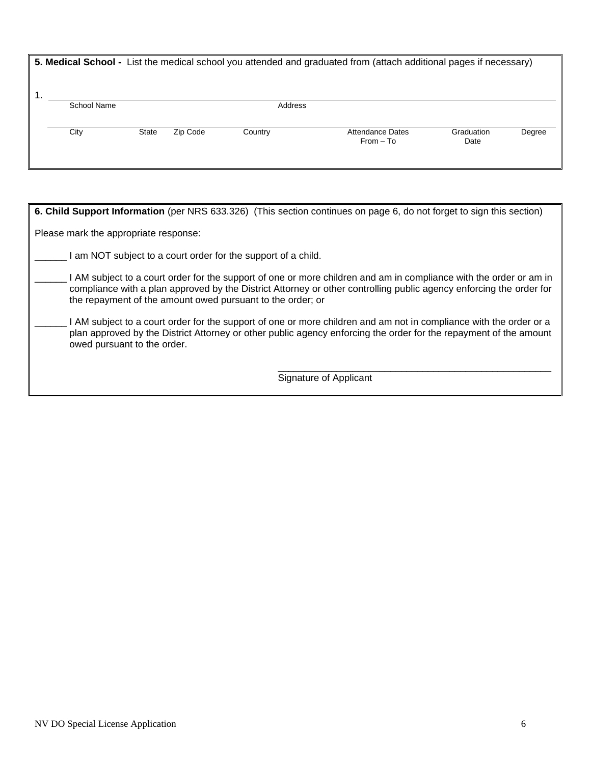**5. Medical School -** List the medical school you attended and graduated from (attach additional pages if necessary)

1. ______________________________________________________________________________

School Name &nbsp;&nbsp;&nbsp;&nbsp;&nbsp;&nbsp;&nbsp;&nbsp;&nbsp;&nbsp;&nbsp;&nbsp;&nbsp;&nbsp;&nbsp;&nbsp;&nbsp;&nbsp;&nbsp;&nbsp; Address

______________________________________________________________________________

| City | State | Zip Code | Country | Attendance Dates From – To | Graduation Date | Degree |
|---|---|---|---|---|---|---|
| | | | | | | |

**6. Child Support Information** (per NRS 633.326) (This section continues on page 6, do not forget to sign this section)

Please mark the appropriate response:

______ I am NOT subject to a court order for the support of a child.

______ I AM subject to a court order for the support of one or more children and am in compliance with the order or am in compliance with a plan approved by the District Attorney or other controlling public agency enforcing the order for the repayment of the amount owed pursuant to the order; or

______ I AM subject to a court order for the support of one or more children and am not in compliance with the order or a plan approved by the District Attorney or other public agency enforcing the order for the repayment of the amount owed pursuant to the order.

_____________________________________________________

Signature of Applicant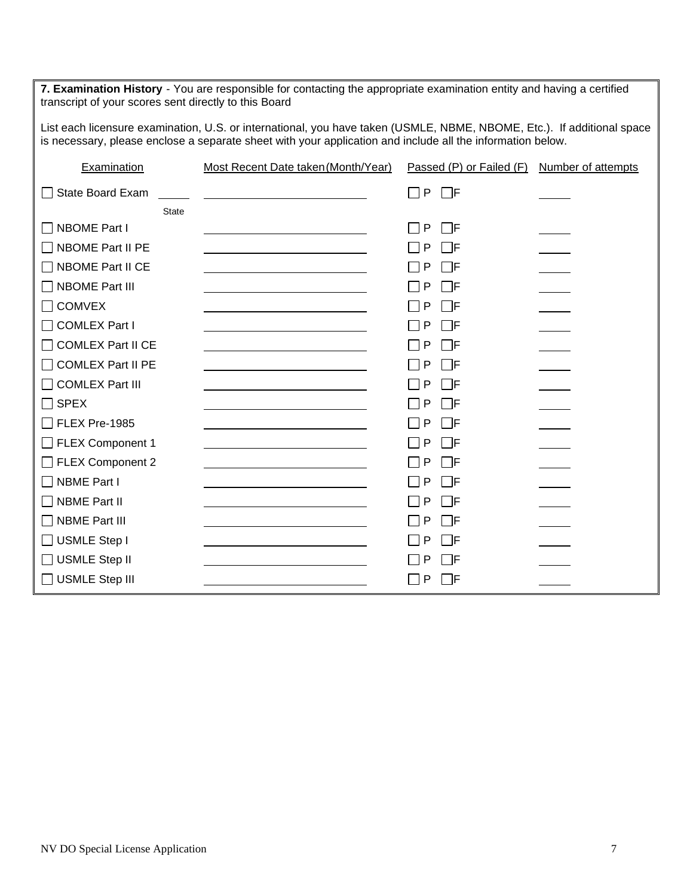**7. Examination History** - You are responsible for contacting the appropriate examination entity and having a certified transcript of your scores sent directly to this Board

List each licensure examination, U.S. or international, you have taken (USMLE, NBME, NBOME, Etc.). If additional space is necessary, please enclose a separate sheet with your application and include all the information below.

| Examination | Most Recent Date taken (Month/Year) | Passed (P) or Failed (F) | Number of attempts |
|---|---|---|---|
| ☐ State Board Exam _____ State | __________ | ☐ P ☐ F | _____ |
| ☐ NBOME Part I | __________ | ☐ P ☐ F | _____ |
| ☐ NBOME Part II PE | __________ | ☐ P ☐ F | _____ |
| ☐ NBOME Part II CE | __________ | ☐ P ☐ F | _____ |
| ☐ NBOME Part III | __________ | ☐ P ☐ F | _____ |
| ☐ COMVEX | __________ | ☐ P ☐ F | _____ |
| ☐ COMLEX Part I | __________ | ☐ P ☐ F | _____ |
| ☐ COMLEX Part II CE | __________ | ☐ P ☐ F | _____ |
| ☐ COMLEX Part II PE | __________ | ☐ P ☐ F | _____ |
| ☐ COMLEX Part III | __________ | ☐ P ☐ F | _____ |
| ☐ SPEX | __________ | ☐ P ☐ F | _____ |
| ☐ FLEX Pre-1985 | __________ | ☐ P ☐ F | _____ |
| ☐ FLEX Component 1 | __________ | ☐ P ☐ F | _____ |
| ☐ FLEX Component 2 | __________ | ☐ P ☐ F | _____ |
| ☐ NBME Part I | __________ | ☐ P ☐ F | _____ |
| ☐ NBME Part II | __________ | ☐ P ☐ F | _____ |
| ☐ NBME Part III | __________ | ☐ P ☐ F | _____ |
| ☐ USMLE Step I | __________ | ☐ P ☐ F | _____ |
| ☐ USMLE Step II | __________ | ☐ P ☐ F | _____ |
| ☐ USMLE Step III | __________ | ☐ P ☐ F | _____ |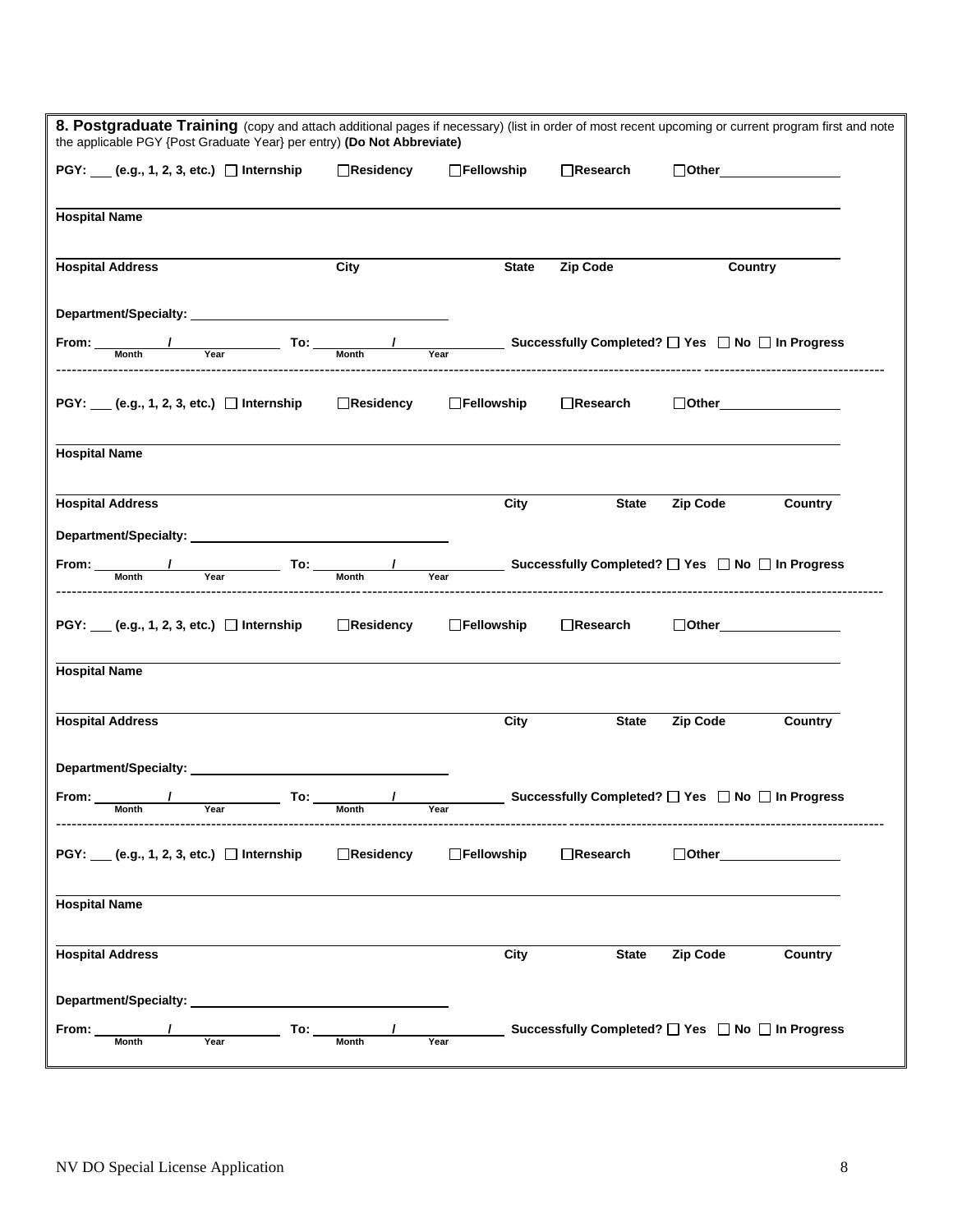**8. Postgraduate Training** (copy and attach additional pages if necessary) (list in order of most recent upcoming or current program first and note the applicable PGY {Post Graduate Year} per entry) **(Do Not Abbreviate)**

**PGY: ___ (e.g., 1, 2, 3, etc.)** ☐ **Internship** ☐ **Residency** ☐ **Fellowship** ☐ **Research** ☐ **Other** ________________

**Hospital Name**

**Hospital Address** **City** **State** **Zip Code** **Country**

**Department/Specialty:** ________________________________

**From:** ______ / ______ (Month / Year) **To:** ______ / ______ (Month / Year) **Successfully Completed?** ☐ **Yes** ☐ **No** ☐ **In Progress**

---

**PGY: ___ (e.g., 1, 2, 3, etc.)** ☐ **Internship** ☐ **Residency** ☐ **Fellowship** ☐ **Research** ☐ **Other** ________________

**Hospital Name**

**Hospital Address** **City** **State** **Zip Code** **Country**

**Department/Specialty:** ________________________________

**From:** ______ / ______ (Month / Year) **To:** ______ / ______ (Month / Year) **Successfully Completed?** ☐ **Yes** ☐ **No** ☐ **In Progress**

---

**PGY: ___ (e.g., 1, 2, 3, etc.)** ☐ **Internship** ☐ **Residency** ☐ **Fellowship** ☐ **Research** ☐ **Other** ________________

**Hospital Name**

**Hospital Address** **City** **State** **Zip Code** **Country**

**Department/Specialty:** ________________________________

**From:** ______ / ______ (Month / Year) **To:** ______ / ______ (Month / Year) **Successfully Completed?** ☐ **Yes** ☐ **No** ☐ **In Progress**

---

**PGY: ___ (e.g., 1, 2, 3, etc.)** ☐ **Internship** ☐ **Residency** ☐ **Fellowship** ☐ **Research** ☐ **Other** ________________

**Hospital Name**

**Hospital Address** **City** **State** **Zip Code** **Country**

**Department/Specialty:** ________________________________

**From:** ______ / ______ (Month / Year) **To:** ______ / ______ (Month / Year) **Successfully Completed?** ☐ **Yes** ☐ **No** ☐ **In Progress**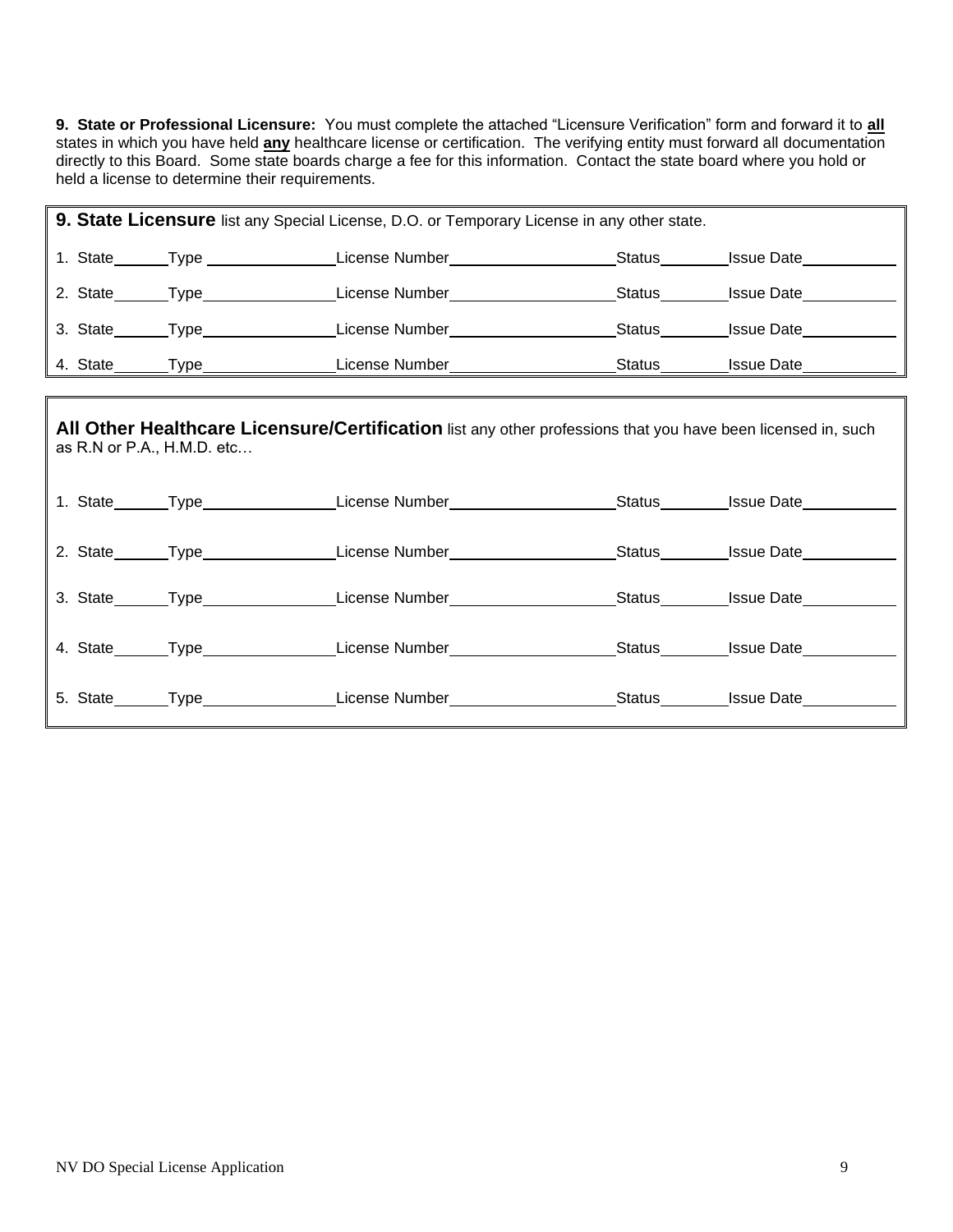**9. State or Professional Licensure:** You must complete the attached "Licensure Verification" form and forward it to **all** states in which you have held **any** healthcare license or certification. The verifying entity must forward all documentation directly to this Board. Some state boards charge a fee for this information. Contact the state board where you hold or held a license to determine their requirements.

**9. State Licensure** list any Special License, D.O. or Temporary License in any other state.

1. State\_\_\_\_\_\_ Type \_\_\_\_\_\_\_\_\_\_\_\_\_\_\_\_ License Number\_\_\_\_\_\_\_\_\_\_\_\_\_\_\_\_\_\_\_\_ Status\_\_\_\_\_\_\_\_ Issue Date\_\_\_\_\_\_\_\_\_\_\_
2. State\_\_\_\_\_\_ Type \_\_\_\_\_\_\_\_\_\_\_\_\_\_\_\_ License Number\_\_\_\_\_\_\_\_\_\_\_\_\_\_\_\_\_\_\_\_ Status\_\_\_\_\_\_\_\_ Issue Date\_\_\_\_\_\_\_\_\_\_\_
3. State\_\_\_\_\_\_ Type \_\_\_\_\_\_\_\_\_\_\_\_\_\_\_\_ License Number\_\_\_\_\_\_\_\_\_\_\_\_\_\_\_\_\_\_\_\_ Status\_\_\_\_\_\_\_\_ Issue Date\_\_\_\_\_\_\_\_\_\_\_
4. State\_\_\_\_\_\_ Type \_\_\_\_\_\_\_\_\_\_\_\_\_\_\_\_ License Number\_\_\_\_\_\_\_\_\_\_\_\_\_\_\_\_\_\_\_\_ Status\_\_\_\_\_\_\_\_ Issue Date\_\_\_\_\_\_\_\_\_\_\_

**All Other Healthcare Licensure/Certification** list any other professions that you have been licensed in, such as R.N or P.A., H.M.D. etc…

1. State\_\_\_\_\_\_ Type \_\_\_\_\_\_\_\_\_\_\_\_\_\_\_\_ License Number\_\_\_\_\_\_\_\_\_\_\_\_\_\_\_\_\_\_\_\_ Status\_\_\_\_\_\_\_\_ Issue Date\_\_\_\_\_\_\_\_\_\_\_
2. State\_\_\_\_\_\_ Type \_\_\_\_\_\_\_\_\_\_\_\_\_\_\_\_ License Number\_\_\_\_\_\_\_\_\_\_\_\_\_\_\_\_\_\_\_\_ Status\_\_\_\_\_\_\_\_ Issue Date\_\_\_\_\_\_\_\_\_\_\_
3. State\_\_\_\_\_\_ Type \_\_\_\_\_\_\_\_\_\_\_\_\_\_\_\_ License Number\_\_\_\_\_\_\_\_\_\_\_\_\_\_\_\_\_\_\_\_ Status\_\_\_\_\_\_\_\_ Issue Date\_\_\_\_\_\_\_\_\_\_\_
4. State\_\_\_\_\_\_ Type \_\_\_\_\_\_\_\_\_\_\_\_\_\_\_\_ License Number\_\_\_\_\_\_\_\_\_\_\_\_\_\_\_\_\_\_\_\_ Status\_\_\_\_\_\_\_\_ Issue Date\_\_\_\_\_\_\_\_\_\_\_
5. State\_\_\_\_\_\_ Type \_\_\_\_\_\_\_\_\_\_\_\_\_\_\_\_ License Number\_\_\_\_\_\_\_\_\_\_\_\_\_\_\_\_\_\_\_\_ Status\_\_\_\_\_\_\_\_ Issue Date\_\_\_\_\_\_\_\_\_\_\_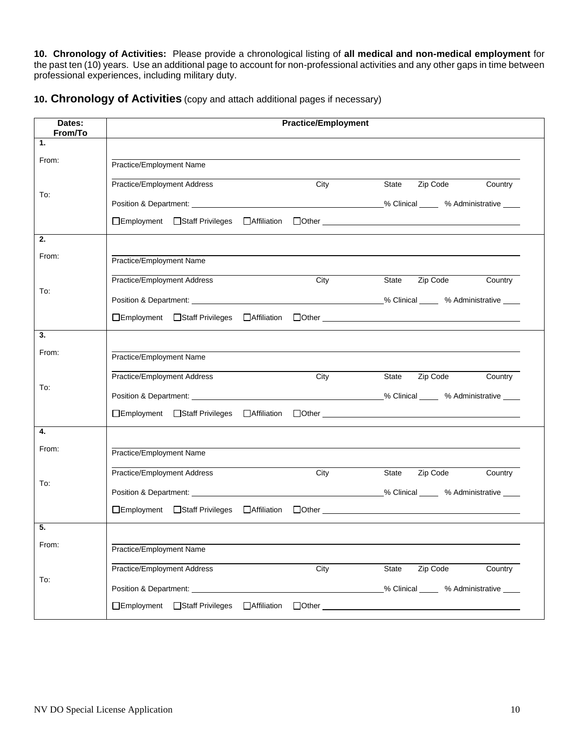**10. Chronology of Activities:** Please provide a chronological listing of **all medical and non-medical employment** for the past ten (10) years. Use an additional page to account for non-professional activities and any other gaps in time between professional experiences, including military duty.

## 10. Chronology of Activities (copy and attach additional pages if necessary)

| Dates: From/To | Practice/Employment |
|---|---|
| **1.**<br>From:<br>To: | Practice/Employment Name<br>Practice/Employment Address  City  State  Zip Code  Country<br>Position & Department: ______ % Clinical ____ % Administrative ____<br>☐Employment ☐Staff Privileges ☐Affiliation ☐Other ______ |
| **2.**<br>From:<br>To: | Practice/Employment Name<br>Practice/Employment Address  City  State  Zip Code  Country<br>Position & Department: ______ % Clinical ____ % Administrative ____<br>☐Employment ☐Staff Privileges ☐Affiliation ☐Other ______ |
| **3.**<br>From:<br>To: | Practice/Employment Name<br>Practice/Employment Address  City  State  Zip Code  Country<br>Position & Department: ______ % Clinical ____ % Administrative ____<br>☐Employment ☐Staff Privileges ☐Affiliation ☐Other ______ |
| **4.**<br>From:<br>To: | Practice/Employment Name<br>Practice/Employment Address  City  State  Zip Code  Country<br>Position & Department: ______ % Clinical ____ % Administrative ____<br>☐Employment ☐Staff Privileges ☐Affiliation ☐Other ______ |
| **5.**<br>From:<br>To: | Practice/Employment Name<br>Practice/Employment Address  City  State  Zip Code  Country<br>Position & Department: ______ % Clinical ____ % Administrative ____<br>☐Employment ☐Staff Privileges ☐Affiliation ☐Other ______ |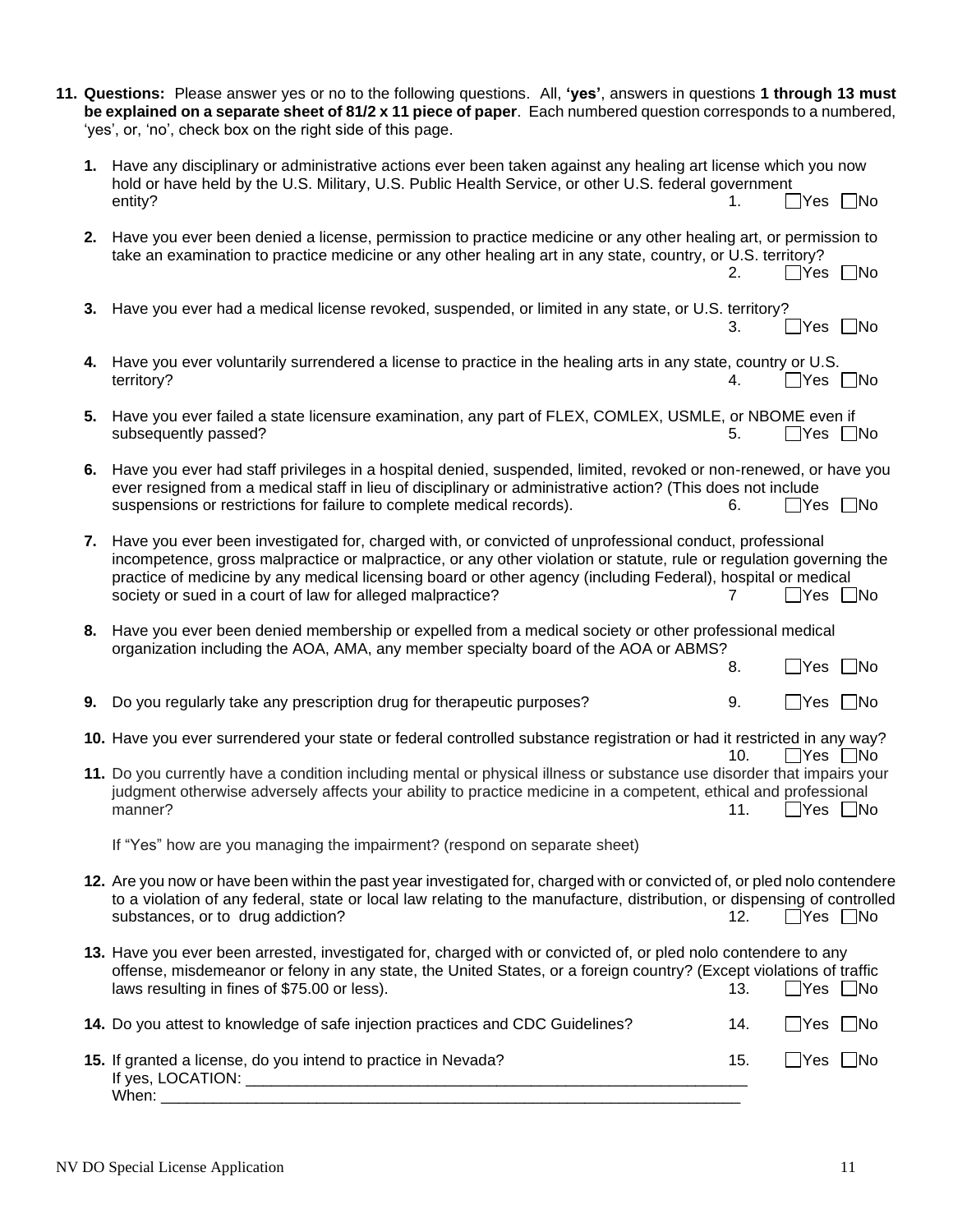**11. Questions:** Please answer yes or no to the following questions. All, **'yes'**, answers in questions **1 through 13 must be explained on a separate sheet of 81/2 x 11 piece of paper**. Each numbered question corresponds to a numbered, 'yes', or, 'no', check box on the right side of this page.

**1.** Have any disciplinary or administrative actions ever been taken against any healing art license which you now hold or have held by the U.S. Military, U.S. Public Health Service, or other U.S. federal government entity? 1. ☐Yes ☐No

**2.** Have you ever been denied a license, permission to practice medicine or any other healing art, or permission to take an examination to practice medicine or any other healing art in any state, country, or U.S. territory? 2. ☐Yes ☐No

**3.** Have you ever had a medical license revoked, suspended, or limited in any state, or U.S. territory? 3. ☐Yes ☐No

**4.** Have you ever voluntarily surrendered a license to practice in the healing arts in any state, country or U.S. territory? 4. ☐Yes ☐No

**5.** Have you ever failed a state licensure examination, any part of FLEX, COMLEX, USMLE, or NBOME even if subsequently passed? 5. ☐Yes ☐No

**6.** Have you ever had staff privileges in a hospital denied, suspended, limited, revoked or non-renewed, or have you ever resigned from a medical staff in lieu of disciplinary or administrative action? (This does not include suspensions or restrictions for failure to complete medical records). 6. ☐Yes ☐No

**7.** Have you ever been investigated for, charged with, or convicted of unprofessional conduct, professional incompetence, gross malpractice or malpractice, or any other violation or statute, rule or regulation governing the practice of medicine by any medical licensing board or other agency (including Federal), hospital or medical society or sued in a court of law for alleged malpractice? 7 ☐Yes ☐No

**8.** Have you ever been denied membership or expelled from a medical society or other professional medical organization including the AOA, AMA, any member specialty board of the AOA or ABMS? 8. ☐Yes ☐No

**9.** Do you regularly take any prescription drug for therapeutic purposes? 9. ☐Yes ☐No

**10.** Have you ever surrendered your state or federal controlled substance registration or had it restricted in any way? 10. ☐Yes ☐No

**11.** Do you currently have a condition including mental or physical illness or substance use disorder that impairs your judgment otherwise adversely affects your ability to practice medicine in a competent, ethical and professional manner? 11. ☐Yes ☐No

If "Yes" how are you managing the impairment? (respond on separate sheet)

**12.** Are you now or have been within the past year investigated for, charged with or convicted of, or pled nolo contendere to a violation of any federal, state or local law relating to the manufacture, distribution, or dispensing of controlled substances, or to drug addiction? 12. ☐Yes ☐No

**13.** Have you ever been arrested, investigated for, charged with or convicted of, or pled nolo contendere to any offense, misdemeanor or felony in any state, the United States, or a foreign country? (Except violations of traffic laws resulting in fines of $75.00 or less). 13. ☐Yes ☐No

**14.** Do you attest to knowledge of safe injection practices and CDC Guidelines? 14. ☐Yes ☐No

**15.** If granted a license, do you intend to practice in Nevada? 15. ☐Yes ☐No

If yes, LOCATION: ____________________________________________________________

When: ________________________________________________________________________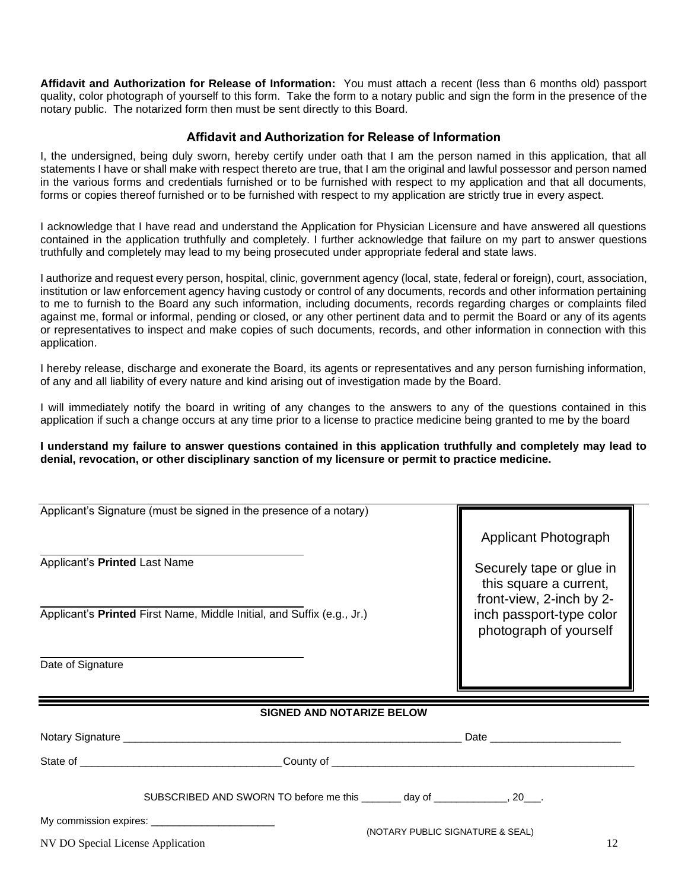**Affidavit and Authorization for Release of Information:** You must attach a recent (less than 6 months old) passport quality, color photograph of yourself to this form. Take the form to a notary public and sign the form in the presence of the notary public. The notarized form then must be sent directly to this Board.

## Affidavit and Authorization for Release of Information

I, the undersigned, being duly sworn, hereby certify under oath that I am the person named in this application, that all statements I have or shall make with respect thereto are true, that I am the original and lawful possessor and person named in the various forms and credentials furnished or to be furnished with respect to my application and that all documents, forms or copies thereof furnished or to be furnished with respect to my application are strictly true in every aspect.

I acknowledge that I have read and understand the Application for Physician Licensure and have answered all questions contained in the application truthfully and completely. I further acknowledge that failure on my part to answer questions truthfully and completely may lead to my being prosecuted under appropriate federal and state laws.

I authorize and request every person, hospital, clinic, government agency (local, state, federal or foreign), court, association, institution or law enforcement agency having custody or control of any documents, records and other information pertaining to me to furnish to the Board any such information, including documents, records regarding charges or complaints filed against me, formal or informal, pending or closed, or any other pertinent data and to permit the Board or any of its agents or representatives to inspect and make copies of such documents, records, and other information in connection with this application.

I hereby release, discharge and exonerate the Board, its agents or representatives and any person furnishing information, of any and all liability of every nature and kind arising out of investigation made by the Board.

I will immediately notify the board in writing of any changes to the answers to any of the questions contained in this application if such a change occurs at any time prior to a license to practice medicine being granted to me by the board

**I understand my failure to answer questions contained in this application truthfully and completely may lead to denial, revocation, or other disciplinary sanction of my licensure or permit to practice medicine.**

______________________________________________
Applicant's Signature (must be signed in the presence of a notary)

______________________________________________
Applicant's **Printed** Last Name

______________________________________________
Applicant's **Printed** First Name, Middle Initial, and Suffix (e.g., Jr.)

______________________________________________
Date of Signature

Applicant Photograph

Securely tape or glue in this square a current, front-view, 2-inch by 2-inch passport-type color photograph of yourself

**SIGNED AND NOTARIZE BELOW**

Notary Signature ____________________________________________ Date ______________________

State of _________________________________ County of ___________________________________________

SUBSCRIBED AND SWORN TO before me this _______ day of _____________, 20___.

My commission expires: ______________________

(NOTARY PUBLIC SIGNATURE & SEAL)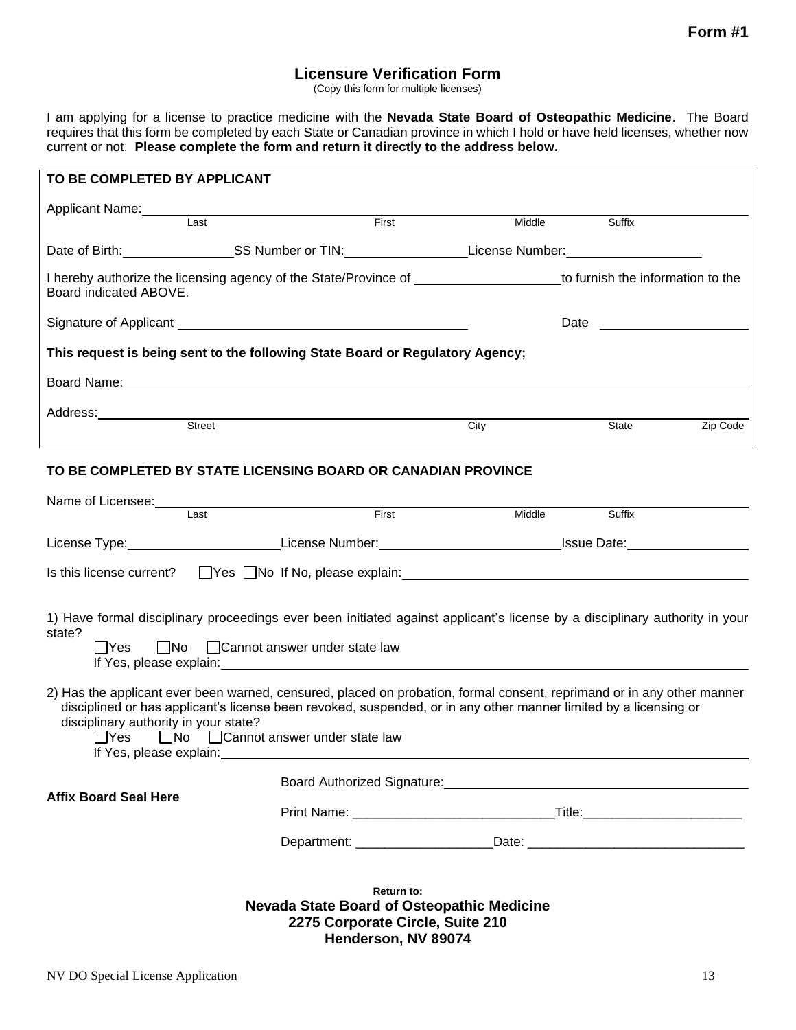**Form #1**

## Licensure Verification Form

(Copy this form for multiple licenses)

I am applying for a license to practice medicine with the **Nevada State Board of Osteopathic Medicine**. The Board requires that this form be completed by each State or Canadian province in which I hold or have held licenses, whether now current or not. **Please complete the form and return it directly to the address below.**

### TO BE COMPLETED BY APPLICANT

Applicant Name: ______________________________________________
Last First Middle Suffix

Date of Birth: ____________ SS Number or TIN: ____________ License Number: ____________

I hereby authorize the licensing agency of the State/Province of ____________ to furnish the information to the Board indicated ABOVE.

Signature of Applicant ______________________________ Date ____________

**This request is being sent to the following State Board or Regulatory Agency;**

Board Name: ______________________________________________

Address: ______________________________________________
Street City State Zip Code

### TO BE COMPLETED BY STATE LICENSING BOARD OR CANADIAN PROVINCE

Name of Licensee: ______________________________________________
Last First Middle Suffix

License Type: ____________ License Number: ____________ Issue Date: ____________

Is this license current? ☐Yes ☐No If No, please explain: ______________________________

1) Have formal disciplinary proceedings ever been initiated against applicant's license by a disciplinary authority in your state?

☐Yes ☐No ☐Cannot answer under state law

If Yes, please explain: ______________________________________________

2) Has the applicant ever been warned, censured, placed on probation, formal consent, reprimand or in any other manner disciplined or has applicant's license been revoked, suspended, or in any other manner limited by a licensing or disciplinary authority in your state?

☐Yes ☐No ☐Cannot answer under state law

If Yes, please explain: ______________________________________________

**Affix Board Seal Here**

Board Authorized Signature: ______________________________

Print Name: ____________________________ Title: ______________________

Department: ___________________ Date: ______________________________

**Return to:**
**Nevada State Board of Osteopathic Medicine**
**2275 Corporate Circle, Suite 210**
**Henderson, NV 89074**

NV DO Special License Application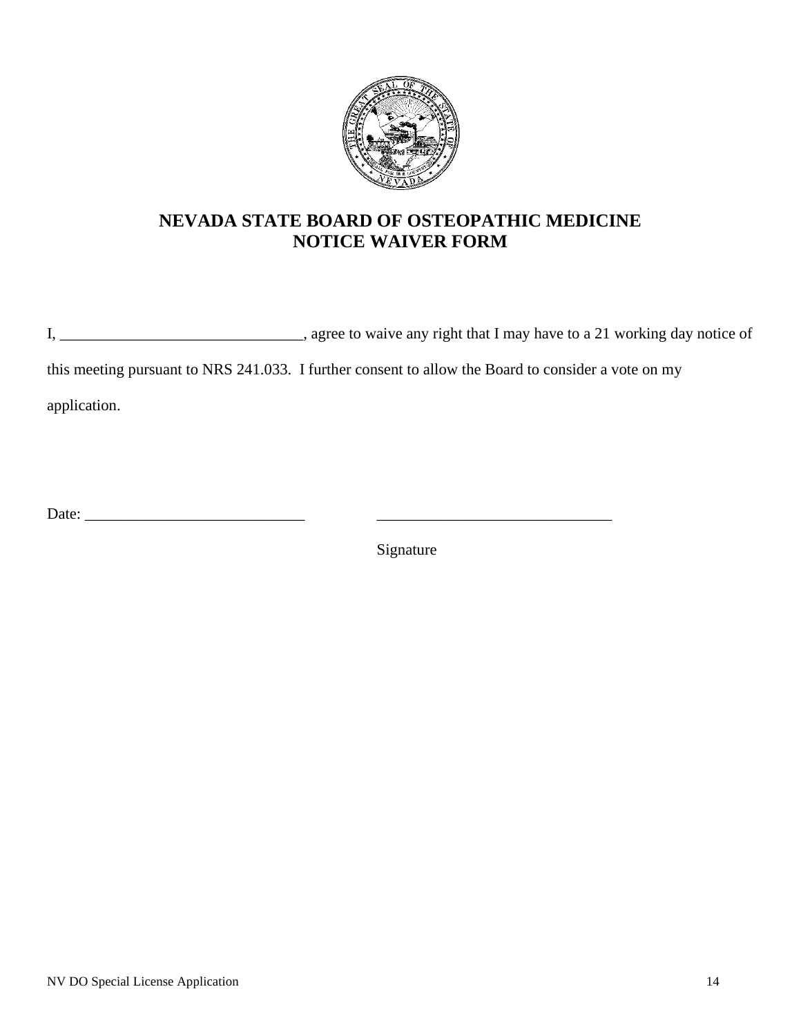# NEVADA STATE BOARD OF OSTEOPATHIC MEDICINE
# NOTICE WAIVER FORM

I, ________________________________, agree to waive any right that I may have to a 21 working day notice of this meeting pursuant to NRS 241.033. I further consent to allow the Board to consider a vote on my application.

Date: _____________________________ _______________________________

Signature